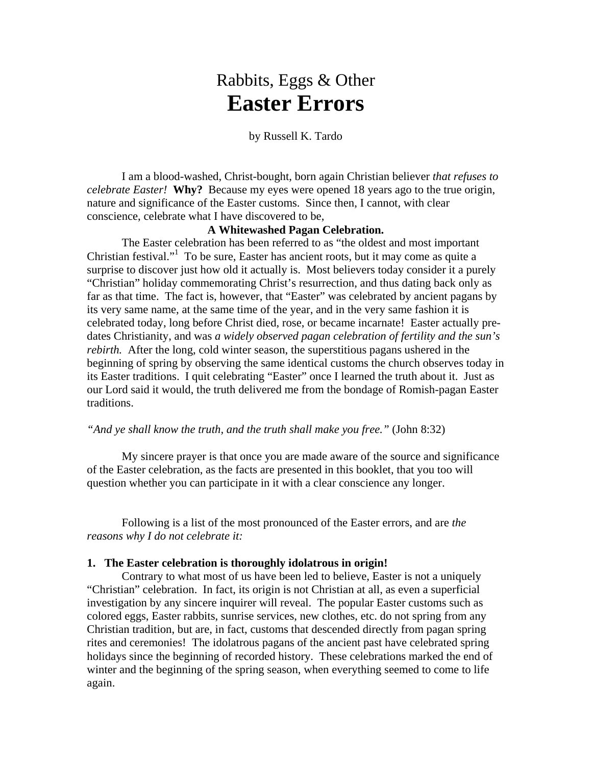# Rabbits, Eggs & Other
# **Easter Errors**

by Russell K. Tardo

I am a blood-washed, Christ-bought, born again Christian believer *that refuses to celebrate Easter!* **Why?** Because my eyes were opened 18 years ago to the true origin, nature and significance of the Easter customs. Since then, I cannot, with clear conscience, celebrate what I have discovered to be,

**A Whitewashed Pagan Celebration.**

The Easter celebration has been referred to as "the oldest and most important Christian festival."[1] To be sure, Easter has ancient roots, but it may come as quite a surprise to discover just how old it actually is. Most believers today consider it a purely "Christian" holiday commemorating Christ's resurrection, and thus dating back only as far as that time. The fact is, however, that "Easter" was celebrated by ancient pagans by its very same name, at the same time of the year, and in the very same fashion it is celebrated today, long before Christ died, rose, or became incarnate! Easter actually pre-dates Christianity, and was *a widely observed pagan celebration of fertility and the sun's rebirth.* After the long, cold winter season, the superstitious pagans ushered in the beginning of spring by observing the same identical customs the church observes today in its Easter traditions. I quit celebrating "Easter" once I learned the truth about it. Just as our Lord said it would, the truth delivered me from the bondage of Romish-pagan Easter traditions.

*"And ye shall know the truth, and the truth shall make you free."* (John 8:32)

My sincere prayer is that once you are made aware of the source and significance of the Easter celebration, as the facts are presented in this booklet, that you too will question whether you can participate in it with a clear conscience any longer.

Following is a list of the most pronounced of the Easter errors, and are *the reasons why I do not celebrate it:*

**1. The Easter celebration is thoroughly idolatrous in origin!**

Contrary to what most of us have been led to believe, Easter is not a uniquely "Christian" celebration. In fact, its origin is not Christian at all, as even a superficial investigation by any sincere inquirer will reveal. The popular Easter customs such as colored eggs, Easter rabbits, sunrise services, new clothes, etc. do not spring from any Christian tradition, but are, in fact, customs that descended directly from pagan spring rites and ceremonies! The idolatrous pagans of the ancient past have celebrated spring holidays since the beginning of recorded history. These celebrations marked the end of winter and the beginning of the spring season, when everything seemed to come to life again.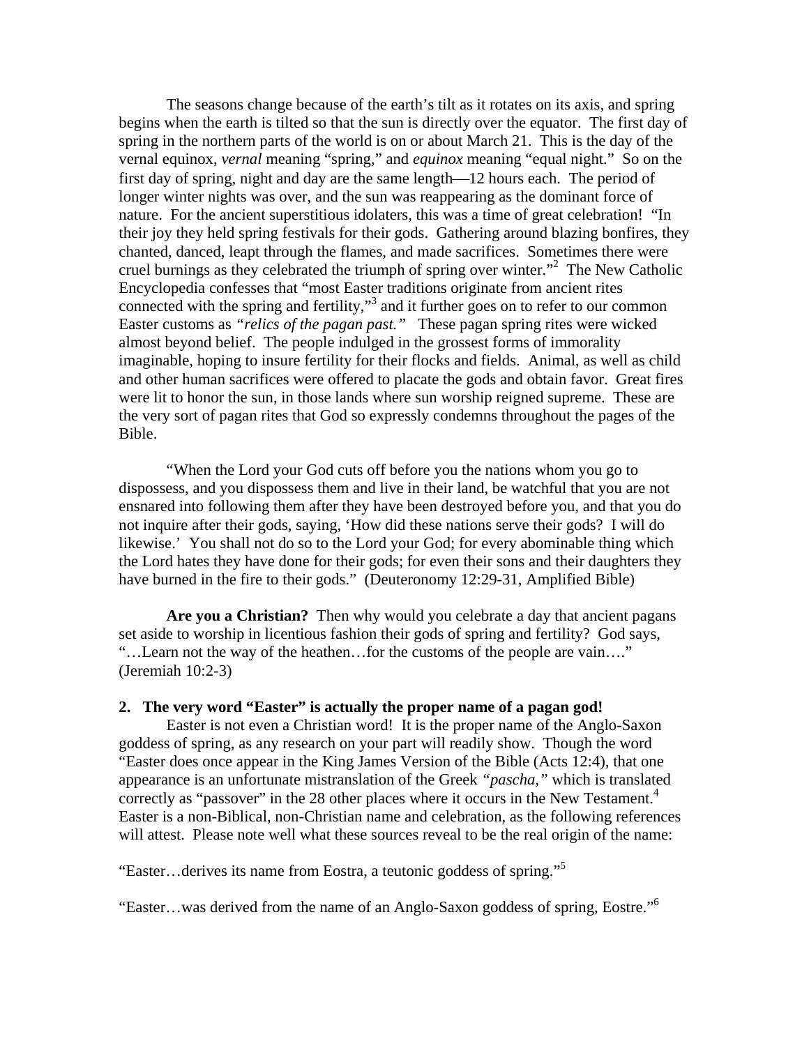The seasons change because of the earth's tilt as it rotates on its axis, and spring begins when the earth is tilted so that the sun is directly over the equator. The first day of spring in the northern parts of the world is on or about March 21. This is the day of the vernal equinox, *vernal* meaning "spring," and *equinox* meaning "equal night." So on the first day of spring, night and day are the same length—12 hours each. The period of longer winter nights was over, and the sun was reappearing as the dominant force of nature. For the ancient superstitious idolaters, this was a time of great celebration! "In their joy they held spring festivals for their gods. Gathering around blazing bonfires, they chanted, danced, leapt through the flames, and made sacrifices. Sometimes there were cruel burnings as they celebrated the triumph of spring over winter."[2] The New Catholic Encyclopedia confesses that "most Easter traditions originate from ancient rites connected with the spring and fertility,"[3] and it further goes on to refer to our common Easter customs as *"relics of the pagan past."* These pagan spring rites were wicked almost beyond belief. The people indulged in the grossest forms of immorality imaginable, hoping to insure fertility for their flocks and fields. Animal, as well as child and other human sacrifices were offered to placate the gods and obtain favor. Great fires were lit to honor the sun, in those lands where sun worship reigned supreme. These are the very sort of pagan rites that God so expressly condemns throughout the pages of the Bible.

"When the Lord your God cuts off before you the nations whom you go to dispossess, and you dispossess them and live in their land, be watchful that you are not ensnared into following them after they have been destroyed before you, and that you do not inquire after their gods, saying, 'How did these nations serve their gods? I will do likewise.' You shall not do so to the Lord your God; for every abominable thing which the Lord hates they have done for their gods; for even their sons and their daughters they have burned in the fire to their gods." (Deuteronomy 12:29-31, Amplified Bible)

**Are you a Christian?** Then why would you celebrate a day that ancient pagans set aside to worship in licentious fashion their gods of spring and fertility? God says, "…Learn not the way of the heathen…for the customs of the people are vain…." (Jeremiah 10:2-3)

**2. The very word "Easter" is actually the proper name of a pagan god!**

Easter is not even a Christian word! It is the proper name of the Anglo-Saxon goddess of spring, as any research on your part will readily show. Though the word "Easter does once appear in the King James Version of the Bible (Acts 12:4), that one appearance is an unfortunate mistranslation of the Greek *"pascha,"* which is translated correctly as "passover" in the 28 other places where it occurs in the New Testament.[4] Easter is a non-Biblical, non-Christian name and celebration, as the following references will attest. Please note well what these sources reveal to be the real origin of the name:

"Easter…derives its name from Eostra, a teutonic goddess of spring."[5]

"Easter…was derived from the name of an Anglo-Saxon goddess of spring, Eostre."[6]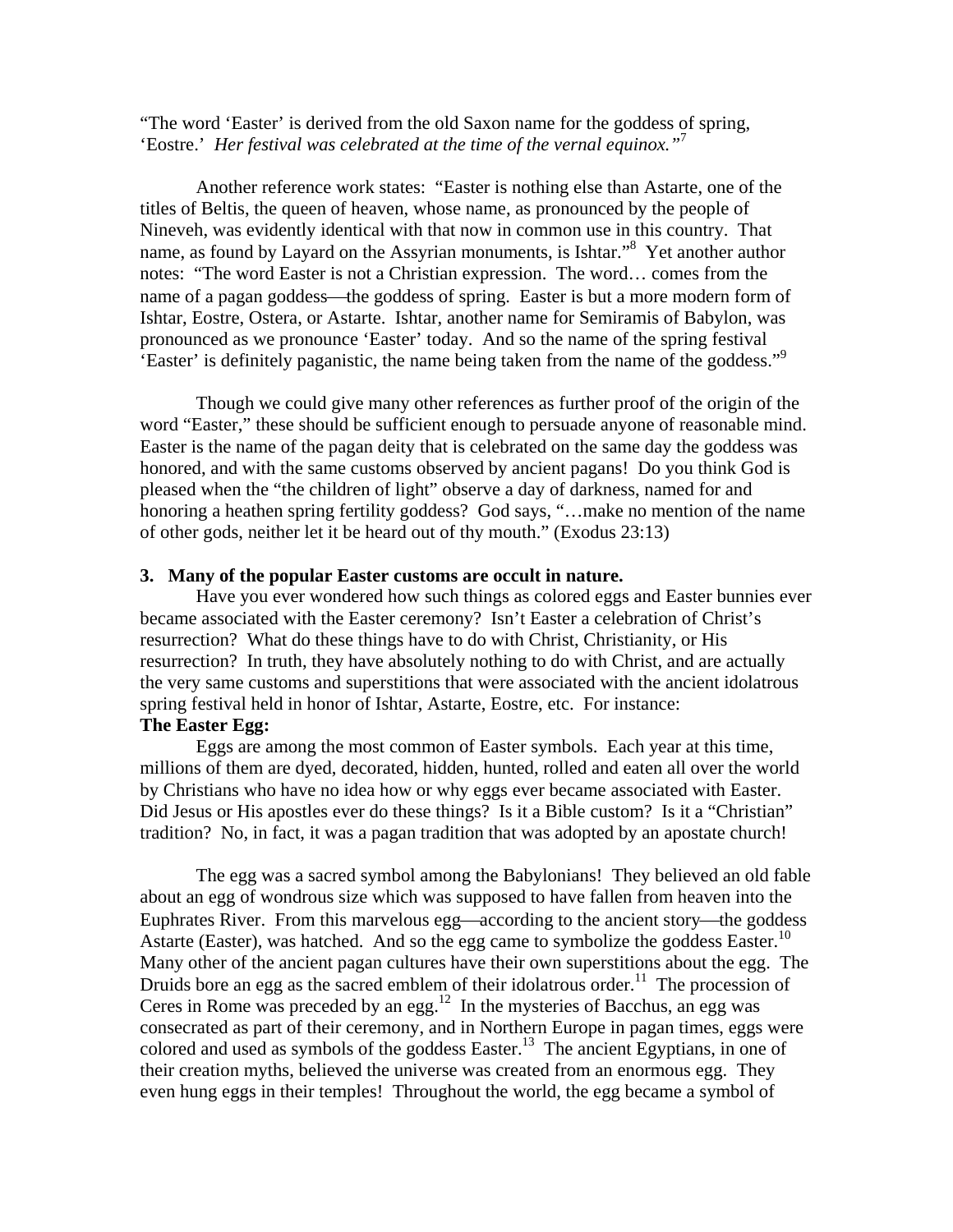"The word 'Easter' is derived from the old Saxon name for the goddess of spring, 'Eostre.' *Her festival was celebrated at the time of the vernal equinox."*[7]

Another reference work states: "Easter is nothing else than Astarte, one of the titles of Beltis, the queen of heaven, whose name, as pronounced by the people of Nineveh, was evidently identical with that now in common use in this country. That name, as found by Layard on the Assyrian monuments, is Ishtar."[8] Yet another author notes: "The word Easter is not a Christian expression. The word… comes from the name of a pagan goddess—the goddess of spring. Easter is but a more modern form of Ishtar, Eostre, Ostera, or Astarte. Ishtar, another name for Semiramis of Babylon, was pronounced as we pronounce 'Easter' today. And so the name of the spring festival 'Easter' is definitely paganistic, the name being taken from the name of the goddess."[9]

Though we could give many other references as further proof of the origin of the word "Easter," these should be sufficient enough to persuade anyone of reasonable mind. Easter is the name of the pagan deity that is celebrated on the same day the goddess was honored, and with the same customs observed by ancient pagans! Do you think God is pleased when the "the children of light" observe a day of darkness, named for and honoring a heathen spring fertility goddess? God says, "…make no mention of the name of other gods, neither let it be heard out of thy mouth." (Exodus 23:13)

**3. Many of the popular Easter customs are occult in nature.**

Have you ever wondered how such things as colored eggs and Easter bunnies ever became associated with the Easter ceremony? Isn't Easter a celebration of Christ's resurrection? What do these things have to do with Christ, Christianity, or His resurrection? In truth, they have absolutely nothing to do with Christ, and are actually the very same customs and superstitions that were associated with the ancient idolatrous spring festival held in honor of Ishtar, Astarte, Eostre, etc. For instance:

**The Easter Egg:**

Eggs are among the most common of Easter symbols. Each year at this time, millions of them are dyed, decorated, hidden, hunted, rolled and eaten all over the world by Christians who have no idea how or why eggs ever became associated with Easter. Did Jesus or His apostles ever do these things? Is it a Bible custom? Is it a "Christian" tradition? No, in fact, it was a pagan tradition that was adopted by an apostate church!

The egg was a sacred symbol among the Babylonians! They believed an old fable about an egg of wondrous size which was supposed to have fallen from heaven into the Euphrates River. From this marvelous egg—according to the ancient story—the goddess Astarte (Easter), was hatched. And so the egg came to symbolize the goddess Easter.[10] Many other of the ancient pagan cultures have their own superstitions about the egg. The Druids bore an egg as the sacred emblem of their idolatrous order.[11] The procession of Ceres in Rome was preceded by an egg.[12] In the mysteries of Bacchus, an egg was consecrated as part of their ceremony, and in Northern Europe in pagan times, eggs were colored and used as symbols of the goddess Easter.[13] The ancient Egyptians, in one of their creation myths, believed the universe was created from an enormous egg. They even hung eggs in their temples! Throughout the world, the egg became a symbol of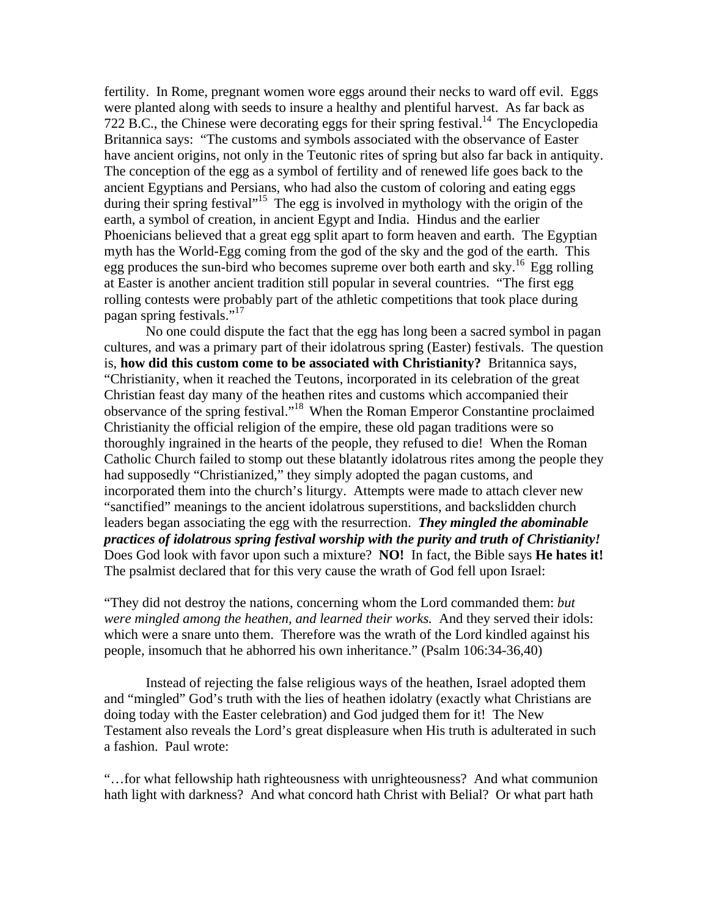fertility. In Rome, pregnant women wore eggs around their necks to ward off evil. Eggs were planted along with seeds to insure a healthy and plentiful harvest. As far back as 722 B.C., the Chinese were decorating eggs for their spring festival.[14] The Encyclopedia Britannica says: "The customs and symbols associated with the observance of Easter have ancient origins, not only in the Teutonic rites of spring but also far back in antiquity. The conception of the egg as a symbol of fertility and of renewed life goes back to the ancient Egyptians and Persians, who had also the custom of coloring and eating eggs during their spring festival"[15] The egg is involved in mythology with the origin of the earth, a symbol of creation, in ancient Egypt and India. Hindus and the earlier Phoenicians believed that a great egg split apart to form heaven and earth. The Egyptian myth has the World-Egg coming from the god of the sky and the god of the earth. This egg produces the sun-bird who becomes supreme over both earth and sky.[16] Egg rolling at Easter is another ancient tradition still popular in several countries. "The first egg rolling contests were probably part of the athletic competitions that took place during pagan spring festivals."[17]

No one could dispute the fact that the egg has long been a sacred symbol in pagan cultures, and was a primary part of their idolatrous spring (Easter) festivals. The question is, **how did this custom come to be associated with Christianity?** Britannica says, "Christianity, when it reached the Teutons, incorporated in its celebration of the great Christian feast day many of the heathen rites and customs which accompanied their observance of the spring festival."[18] When the Roman Emperor Constantine proclaimed Christianity the official religion of the empire, these old pagan traditions were so thoroughly ingrained in the hearts of the people, they refused to die! When the Roman Catholic Church failed to stomp out these blatantly idolatrous rites among the people they had supposedly "Christianized," they simply adopted the pagan customs, and incorporated them into the church's liturgy. Attempts were made to attach clever new "sanctified" meanings to the ancient idolatrous superstitions, and backslidden church leaders began associating the egg with the resurrection. ***They mingled the abominable practices of idolatrous spring festival worship with the purity and truth of Christianity!*** Does God look with favor upon such a mixture? **NO!** In fact, the Bible says **He hates it!** The psalmist declared that for this very cause the wrath of God fell upon Israel:

"They did not destroy the nations, concerning whom the Lord commanded them: *but were mingled among the heathen, and learned their works.* And they served their idols: which were a snare unto them. Therefore was the wrath of the Lord kindled against his people, insomuch that he abhorred his own inheritance." (Psalm 106:34-36,40)

Instead of rejecting the false religious ways of the heathen, Israel adopted them and "mingled" God's truth with the lies of heathen idolatry (exactly what Christians are doing today with the Easter celebration) and God judged them for it! The New Testament also reveals the Lord's great displeasure when His truth is adulterated in such a fashion. Paul wrote:

"…for what fellowship hath righteousness with unrighteousness? And what communion hath light with darkness? And what concord hath Christ with Belial? Or what part hath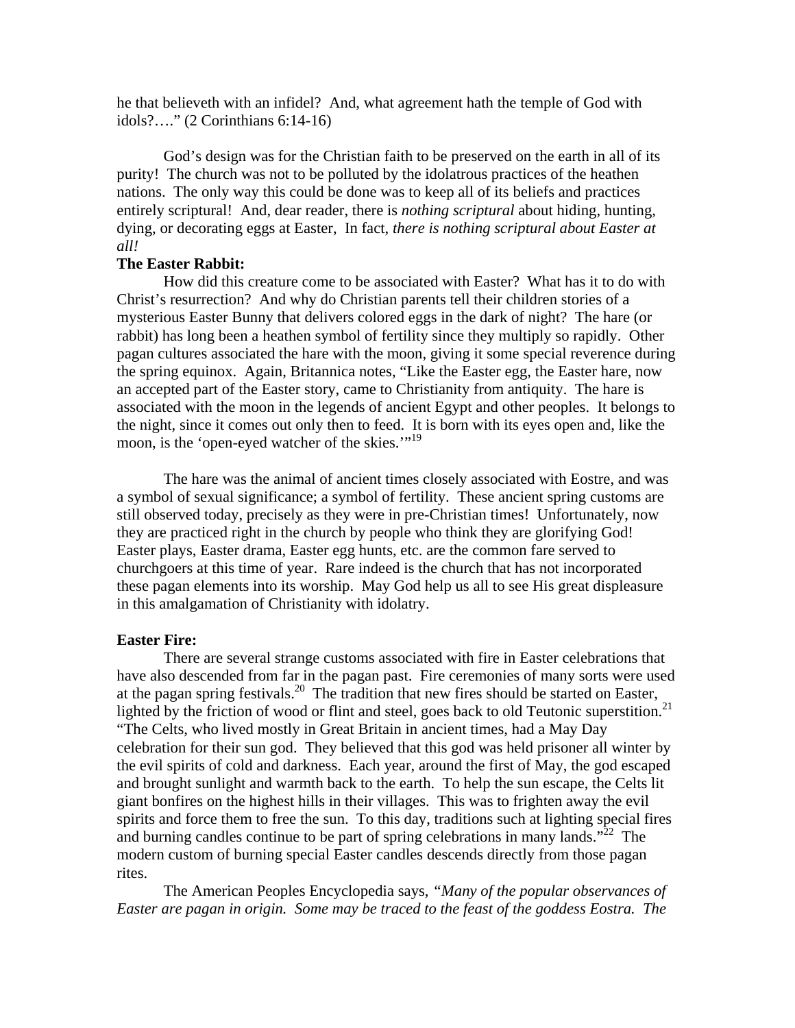he that believeth with an infidel? And, what agreement hath the temple of God with idols?…." (2 Corinthians 6:14-16)

God's design was for the Christian faith to be preserved on the earth in all of its purity! The church was not to be polluted by the idolatrous practices of the heathen nations. The only way this could be done was to keep all of its beliefs and practices entirely scriptural! And, dear reader, there is *nothing scriptural* about hiding, hunting, dying, or decorating eggs at Easter, In fact, *there is nothing scriptural about Easter at all!*

**The Easter Rabbit:**

How did this creature come to be associated with Easter? What has it to do with Christ's resurrection? And why do Christian parents tell their children stories of a mysterious Easter Bunny that delivers colored eggs in the dark of night? The hare (or rabbit) has long been a heathen symbol of fertility since they multiply so rapidly. Other pagan cultures associated the hare with the moon, giving it some special reverence during the spring equinox. Again, Britannica notes, "Like the Easter egg, the Easter hare, now an accepted part of the Easter story, came to Christianity from antiquity. The hare is associated with the moon in the legends of ancient Egypt and other peoples. It belongs to the night, since it comes out only then to feed. It is born with its eyes open and, like the moon, is the 'open-eyed watcher of the skies.'"[19]

The hare was the animal of ancient times closely associated with Eostre, and was a symbol of sexual significance; a symbol of fertility. These ancient spring customs are still observed today, precisely as they were in pre-Christian times! Unfortunately, now they are practiced right in the church by people who think they are glorifying God! Easter plays, Easter drama, Easter egg hunts, etc. are the common fare served to churchgoers at this time of year. Rare indeed is the church that has not incorporated these pagan elements into its worship. May God help us all to see His great displeasure in this amalgamation of Christianity with idolatry.

**Easter Fire:**

There are several strange customs associated with fire in Easter celebrations that have also descended from far in the pagan past. Fire ceremonies of many sorts were used at the pagan spring festivals.[20] The tradition that new fires should be started on Easter, lighted by the friction of wood or flint and steel, goes back to old Teutonic superstition.[21] "The Celts, who lived mostly in Great Britain in ancient times, had a May Day celebration for their sun god. They believed that this god was held prisoner all winter by the evil spirits of cold and darkness. Each year, around the first of May, the god escaped and brought sunlight and warmth back to the earth. To help the sun escape, the Celts lit giant bonfires on the highest hills in their villages. This was to frighten away the evil spirits and force them to free the sun. To this day, traditions such at lighting special fires and burning candles continue to be part of spring celebrations in many lands."[22] The modern custom of burning special Easter candles descends directly from those pagan rites.

The American Peoples Encyclopedia says, *"Many of the popular observances of Easter are pagan in origin. Some may be traced to the feast of the goddess Eostra. The*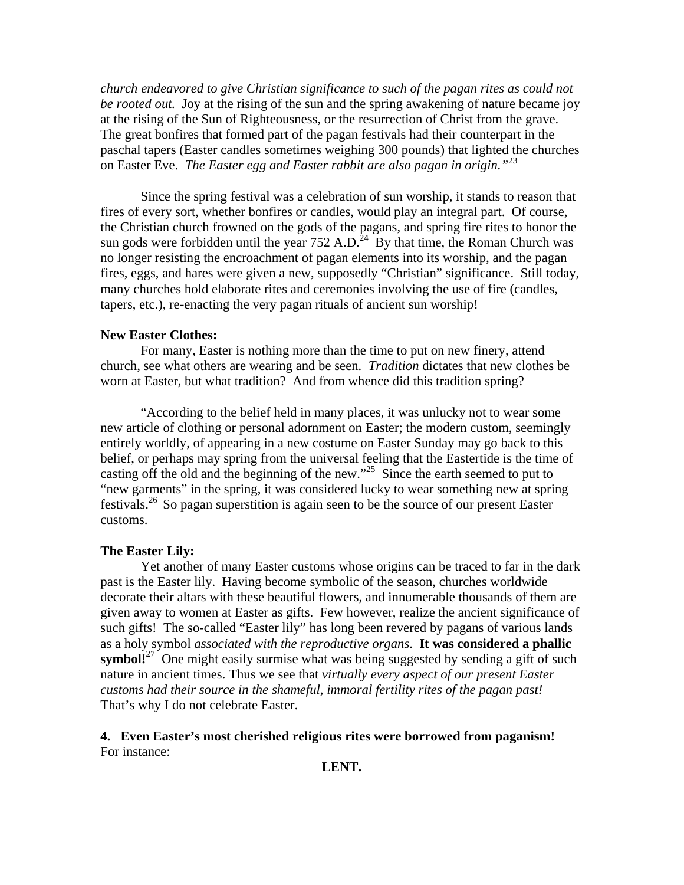*church endeavored to give Christian significance to such of the pagan rites as could not be rooted out.* Joy at the rising of the sun and the spring awakening of nature became joy at the rising of the Sun of Righteousness, or the resurrection of Christ from the grave. The great bonfires that formed part of the pagan festivals had their counterpart in the paschal tapers (Easter candles sometimes weighing 300 pounds) that lighted the churches on Easter Eve. *The Easter egg and Easter rabbit are also pagan in origin."*[23]

Since the spring festival was a celebration of sun worship, it stands to reason that fires of every sort, whether bonfires or candles, would play an integral part. Of course, the Christian church frowned on the gods of the pagans, and spring fire rites to honor the sun gods were forbidden until the year 752 A.D.[24] By that time, the Roman Church was no longer resisting the encroachment of pagan elements into its worship, and the pagan fires, eggs, and hares were given a new, supposedly "Christian" significance. Still today, many churches hold elaborate rites and ceremonies involving the use of fire (candles, tapers, etc.), re-enacting the very pagan rituals of ancient sun worship!

**New Easter Clothes:**

For many, Easter is nothing more than the time to put on new finery, attend church, see what others are wearing and be seen. *Tradition* dictates that new clothes be worn at Easter, but what tradition? And from whence did this tradition spring?

"According to the belief held in many places, it was unlucky not to wear some new article of clothing or personal adornment on Easter; the modern custom, seemingly entirely worldly, of appearing in a new costume on Easter Sunday may go back to this belief, or perhaps may spring from the universal feeling that the Eastertide is the time of casting off the old and the beginning of the new."[25] Since the earth seemed to put to "new garments" in the spring, it was considered lucky to wear something new at spring festivals.[26] So pagan superstition is again seen to be the source of our present Easter customs.

**The Easter Lily:**

Yet another of many Easter customs whose origins can be traced to far in the dark past is the Easter lily. Having become symbolic of the season, churches worldwide decorate their altars with these beautiful flowers, and innumerable thousands of them are given away to women at Easter as gifts. Few however, realize the ancient significance of such gifts! The so-called "Easter lily" has long been revered by pagans of various lands as a holy symbol *associated with the reproductive organs*. **It was considered a phallic symbol!**[27] One might easily surmise what was being suggested by sending a gift of such nature in ancient times. Thus we see that *virtually every aspect of our present Easter customs had their source in the shameful, immoral fertility rites of the pagan past!* That's why I do not celebrate Easter.

**4. Even Easter's most cherished religious rites were borrowed from paganism!**
For instance:

**LENT.**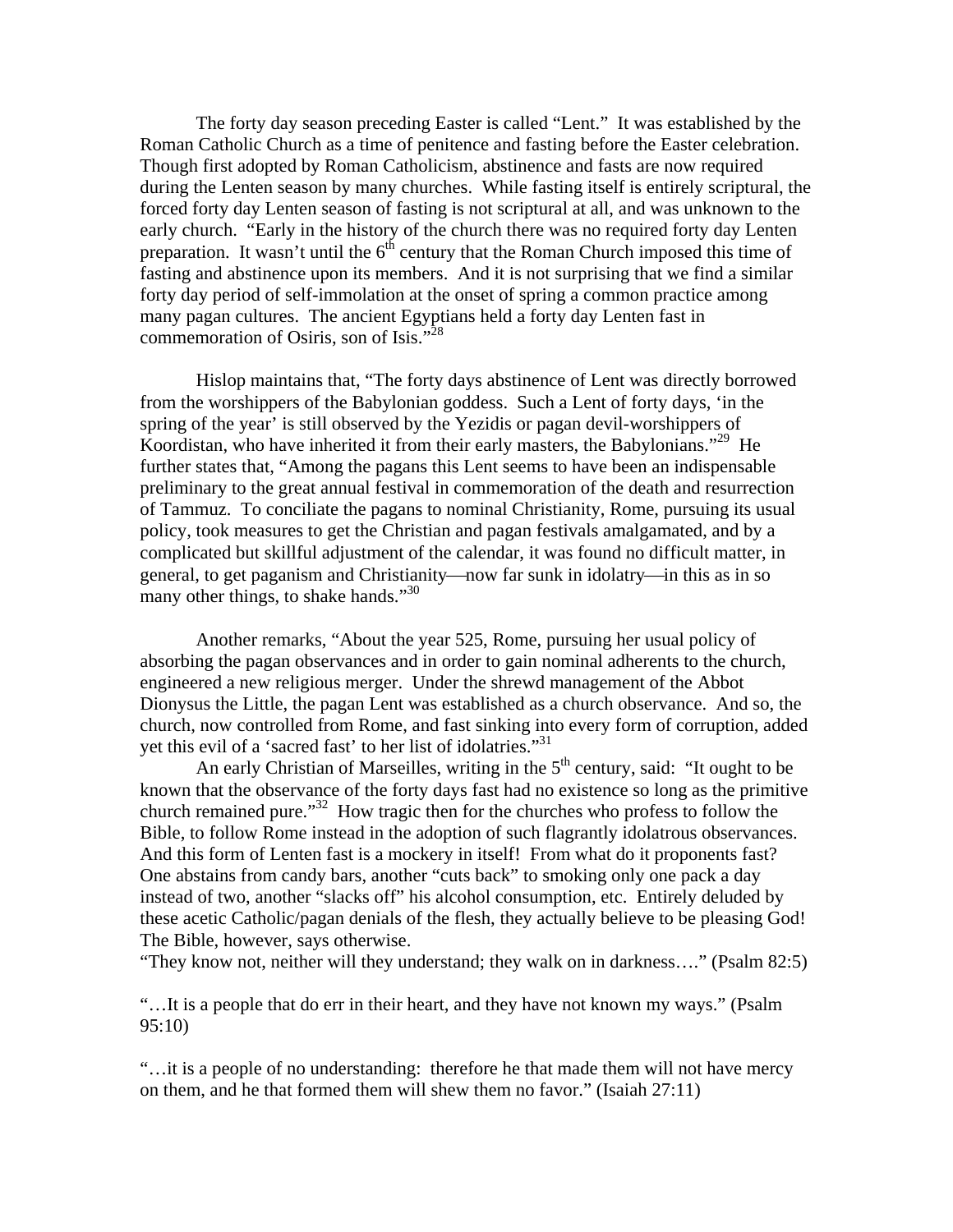The forty day season preceding Easter is called "Lent." It was established by the Roman Catholic Church as a time of penitence and fasting before the Easter celebration. Though first adopted by Roman Catholicism, abstinence and fasts are now required during the Lenten season by many churches. While fasting itself is entirely scriptural, the forced forty day Lenten season of fasting is not scriptural at all, and was unknown to the early church. "Early in the history of the church there was no required forty day Lenten preparation. It wasn't until the 6th century that the Roman Church imposed this time of fasting and abstinence upon its members. And it is not surprising that we find a similar forty day period of self-immolation at the onset of spring a common practice among many pagan cultures. The ancient Egyptians held a forty day Lenten fast in commemoration of Osiris, son of Isis."[28]

Hislop maintains that, "The forty days abstinence of Lent was directly borrowed from the worshippers of the Babylonian goddess. Such a Lent of forty days, 'in the spring of the year' is still observed by the Yezidis or pagan devil-worshippers of Koordistan, who have inherited it from their early masters, the Babylonians."[29] He further states that, "Among the pagans this Lent seems to have been an indispensable preliminary to the great annual festival in commemoration of the death and resurrection of Tammuz. To conciliate the pagans to nominal Christianity, Rome, pursuing its usual policy, took measures to get the Christian and pagan festivals amalgamated, and by a complicated but skillful adjustment of the calendar, it was found no difficult matter, in general, to get paganism and Christianity—now far sunk in idolatry—in this as in so many other things, to shake hands."[30]

Another remarks, "About the year 525, Rome, pursuing her usual policy of absorbing the pagan observances and in order to gain nominal adherents to the church, engineered a new religious merger. Under the shrewd management of the Abbot Dionysus the Little, the pagan Lent was established as a church observance. And so, the church, now controlled from Rome, and fast sinking into every form of corruption, added yet this evil of a 'sacred fast' to her list of idolatries."[31]

An early Christian of Marseilles, writing in the 5th century, said: "It ought to be known that the observance of the forty days fast had no existence so long as the primitive church remained pure."[32] How tragic then for the churches who profess to follow the Bible, to follow Rome instead in the adoption of such flagrantly idolatrous observances. And this form of Lenten fast is a mockery in itself! From what do it proponents fast? One abstains from candy bars, another "cuts back" to smoking only one pack a day instead of two, another "slacks off" his alcohol consumption, etc. Entirely deluded by these acetic Catholic/pagan denials of the flesh, they actually believe to be pleasing God! The Bible, however, says otherwise.

"They know not, neither will they understand; they walk on in darkness…." (Psalm 82:5)

"…It is a people that do err in their heart, and they have not known my ways." (Psalm 95:10)

"…it is a people of no understanding: therefore he that made them will not have mercy on them, and he that formed them will shew them no favor." (Isaiah 27:11)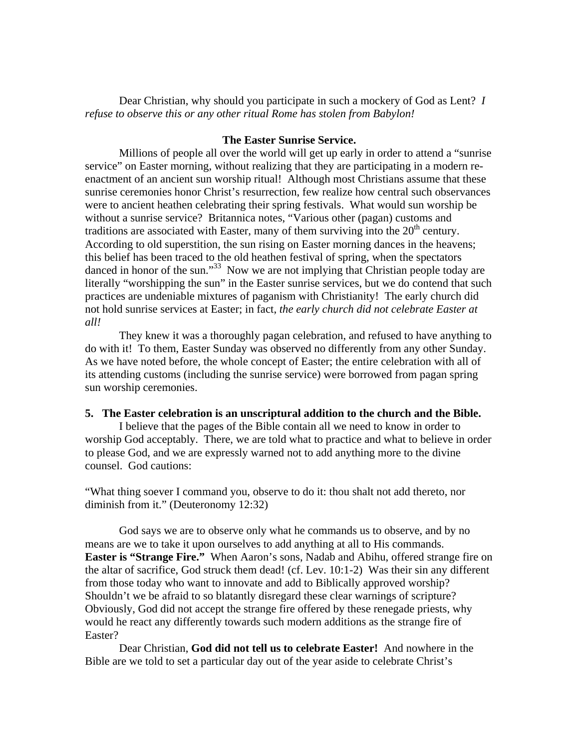Dear Christian, why should you participate in such a mockery of God as Lent? *I refuse to observe this or any other ritual Rome has stolen from Babylon!*

**The Easter Sunrise Service.**

Millions of people all over the world will get up early in order to attend a "sunrise service" on Easter morning, without realizing that they are participating in a modern re-enactment of an ancient sun worship ritual! Although most Christians assume that these sunrise ceremonies honor Christ's resurrection, few realize how central such observances were to ancient heathen celebrating their spring festivals. What would sun worship be without a sunrise service? Britannica notes, "Various other (pagan) customs and traditions are associated with Easter, many of them surviving into the 20th century. According to old superstition, the sun rising on Easter morning dances in the heavens; this belief has been traced to the old heathen festival of spring, when the spectators danced in honor of the sun."[33] Now we are not implying that Christian people today are literally "worshipping the sun" in the Easter sunrise services, but we do contend that such practices are undeniable mixtures of paganism with Christianity! The early church did not hold sunrise services at Easter; in fact, *the early church did not celebrate Easter at all!*

They knew it was a thoroughly pagan celebration, and refused to have anything to do with it! To them, Easter Sunday was observed no differently from any other Sunday. As we have noted before, the whole concept of Easter; the entire celebration with all of its attending customs (including the sunrise service) were borrowed from pagan spring sun worship ceremonies.

**5. The Easter celebration is an unscriptural addition to the church and the Bible.**

I believe that the pages of the Bible contain all we need to know in order to worship God acceptably. There, we are told what to practice and what to believe in order to please God, and we are expressly warned not to add anything more to the divine counsel. God cautions:

"What thing soever I command you, observe to do it: thou shalt not add thereto, nor diminish from it." (Deuteronomy 12:32)

God says we are to observe only what he commands us to observe, and by no means are we to take it upon ourselves to add anything at all to His commands. **Easter is "Strange Fire."** When Aaron's sons, Nadab and Abihu, offered strange fire on the altar of sacrifice, God struck them dead! (cf. Lev. 10:1-2) Was their sin any different from those today who want to innovate and add to Biblically approved worship? Shouldn't we be afraid to so blatantly disregard these clear warnings of scripture? Obviously, God did not accept the strange fire offered by these renegade priests, why would he react any differently towards such modern additions as the strange fire of Easter?

Dear Christian, **God did not tell us to celebrate Easter!** And nowhere in the Bible are we told to set a particular day out of the year aside to celebrate Christ's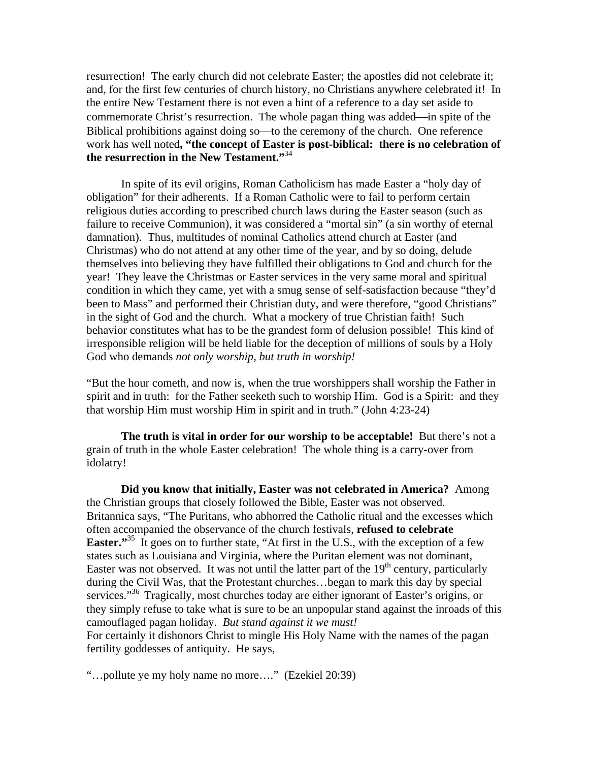resurrection! The early church did not celebrate Easter; the apostles did not celebrate it; and, for the first few centuries of church history, no Christians anywhere celebrated it! In the entire New Testament there is not even a hint of a reference to a day set aside to commemorate Christ's resurrection. The whole pagan thing was added—in spite of the Biblical prohibitions against doing so—to the ceremony of the church. One reference work has well noted**, "the concept of Easter is post-biblical: there is no celebration of the resurrection in the New Testament."**[34]

In spite of its evil origins, Roman Catholicism has made Easter a "holy day of obligation" for their adherents. If a Roman Catholic were to fail to perform certain religious duties according to prescribed church laws during the Easter season (such as failure to receive Communion), it was considered a "mortal sin" (a sin worthy of eternal damnation). Thus, multitudes of nominal Catholics attend church at Easter (and Christmas) who do not attend at any other time of the year, and by so doing, delude themselves into believing they have fulfilled their obligations to God and church for the year! They leave the Christmas or Easter services in the very same moral and spiritual condition in which they came, yet with a smug sense of self-satisfaction because "they'd been to Mass" and performed their Christian duty, and were therefore, "good Christians" in the sight of God and the church. What a mockery of true Christian faith! Such behavior constitutes what has to be the grandest form of delusion possible! This kind of irresponsible religion will be held liable for the deception of millions of souls by a Holy God who demands *not only worship, but truth in worship!*

"But the hour cometh, and now is, when the true worshippers shall worship the Father in spirit and in truth: for the Father seeketh such to worship Him. God is a Spirit: and they that worship Him must worship Him in spirit and in truth." (John 4:23-24)

**The truth is vital in order for our worship to be acceptable!** But there's not a grain of truth in the whole Easter celebration! The whole thing is a carry-over from idolatry!

**Did you know that initially, Easter was not celebrated in America?** Among the Christian groups that closely followed the Bible, Easter was not observed. Britannica says, "The Puritans, who abhorred the Catholic ritual and the excesses which often accompanied the observance of the church festivals, **refused to celebrate Easter."**[35] It goes on to further state, "At first in the U.S., with the exception of a few states such as Louisiana and Virginia, where the Puritan element was not dominant, Easter was not observed. It was not until the latter part of the 19th century, particularly during the Civil Was, that the Protestant churches…began to mark this day by special services."[36] Tragically, most churches today are either ignorant of Easter's origins, or they simply refuse to take what is sure to be an unpopular stand against the inroads of this camouflaged pagan holiday. *But stand against it we must!*

For certainly it dishonors Christ to mingle His Holy Name with the names of the pagan fertility goddesses of antiquity. He says,

"…pollute ye my holy name no more…." (Ezekiel 20:39)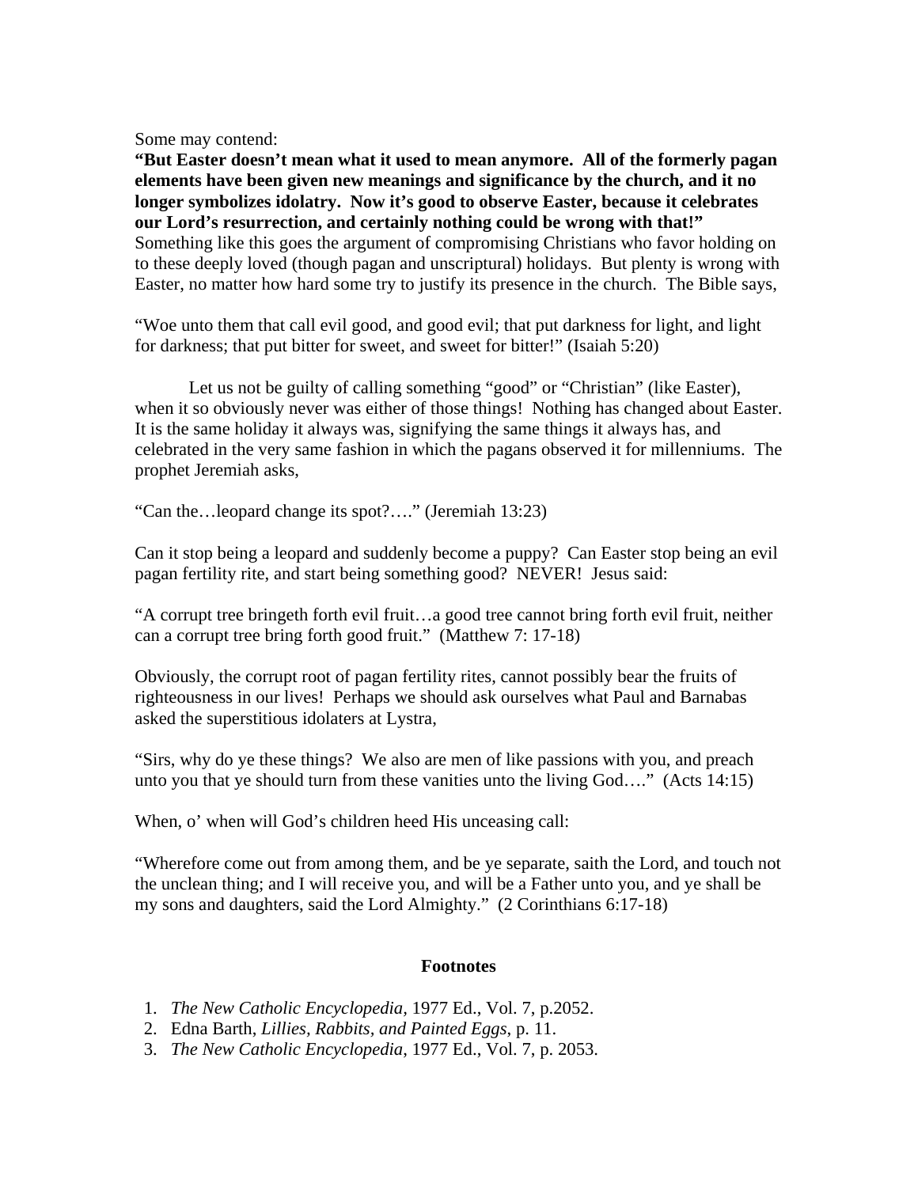Some may contend:

**"But Easter doesn't mean what it used to mean anymore. All of the formerly pagan elements have been given new meanings and significance by the church, and it no longer symbolizes idolatry. Now it's good to observe Easter, because it celebrates our Lord's resurrection, and certainly nothing could be wrong with that!"** Something like this goes the argument of compromising Christians who favor holding on to these deeply loved (though pagan and unscriptural) holidays. But plenty is wrong with Easter, no matter how hard some try to justify its presence in the church. The Bible says,

"Woe unto them that call evil good, and good evil; that put darkness for light, and light for darkness; that put bitter for sweet, and sweet for bitter!" (Isaiah 5:20)

Let us not be guilty of calling something "good" or "Christian" (like Easter), when it so obviously never was either of those things! Nothing has changed about Easter. It is the same holiday it always was, signifying the same things it always has, and celebrated in the very same fashion in which the pagans observed it for millenniums. The prophet Jeremiah asks,

"Can the…leopard change its spot?…." (Jeremiah 13:23)

Can it stop being a leopard and suddenly become a puppy? Can Easter stop being an evil pagan fertility rite, and start being something good? NEVER! Jesus said:

"A corrupt tree bringeth forth evil fruit…a good tree cannot bring forth evil fruit, neither can a corrupt tree bring forth good fruit." (Matthew 7: 17-18)

Obviously, the corrupt root of pagan fertility rites, cannot possibly bear the fruits of righteousness in our lives! Perhaps we should ask ourselves what Paul and Barnabas asked the superstitious idolaters at Lystra,

"Sirs, why do ye these things? We also are men of like passions with you, and preach unto you that ye should turn from these vanities unto the living God…." (Acts 14:15)

When, o' when will God's children heed His unceasing call:

"Wherefore come out from among them, and be ye separate, saith the Lord, and touch not the unclean thing; and I will receive you, and will be a Father unto you, and ye shall be my sons and daughters, said the Lord Almighty." (2 Corinthians 6:17-18)

**Footnotes**

1. *The New Catholic Encyclopedia*, 1977 Ed., Vol. 7, p.2052.
2. Edna Barth, *Lillies, Rabbits, and Painted Eggs*, p. 11.
3. *The New Catholic Encyclopedia*, 1977 Ed., Vol. 7, p. 2053.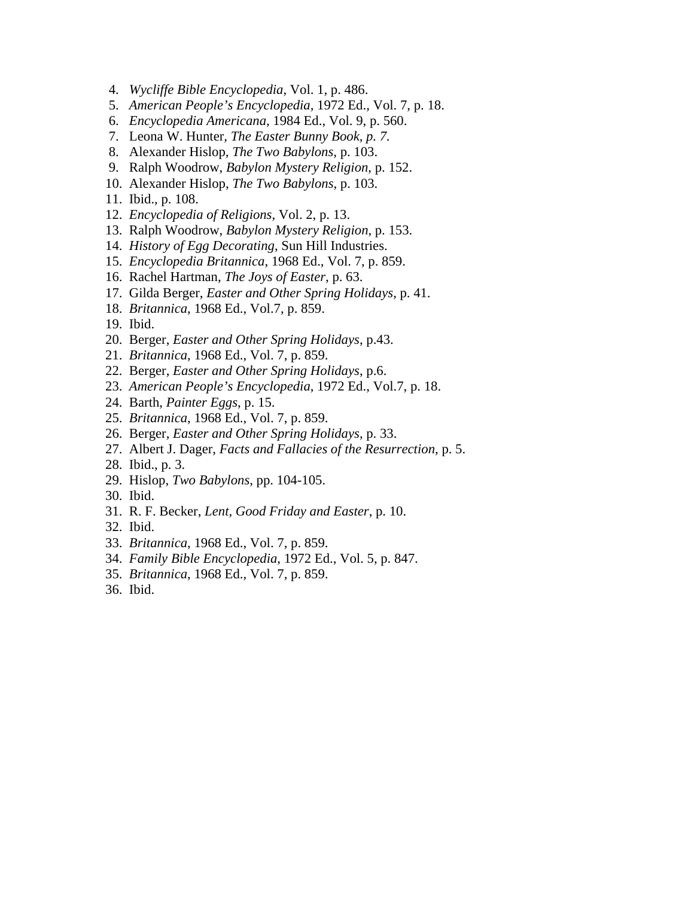4. *Wycliffe Bible Encyclopedia*, Vol. 1, p. 486.
5. *American People's Encyclopedia*, 1972 Ed., Vol. 7, p. 18.
6. *Encyclopedia Americana*, 1984 Ed., Vol. 9, p. 560.
7. Leona W. Hunter, *The Easter Bunny Book, p. 7.*
8. Alexander Hislop, *The Two Babylons*, p. 103.
9. Ralph Woodrow, *Babylon Mystery Religion*, p. 152.
10. Alexander Hislop, *The Two Babylons*, p. 103.
11. Ibid., p. 108.
12. *Encyclopedia of Religions*, Vol. 2, p. 13.
13. Ralph Woodrow, *Babylon Mystery Religion*, p. 153.
14. *History of Egg Decorating*, Sun Hill Industries.
15. *Encyclopedia Britannica*, 1968 Ed., Vol. 7, p. 859.
16. Rachel Hartman, *The Joys of Easter*, p. 63.
17. Gilda Berger, *Easter and Other Spring Holidays*, p. 41.
18. *Britannica*, 1968 Ed., Vol.7, p. 859.
19. Ibid.
20. Berger, *Easter and Other Spring Holidays*, p.43.
21. *Britannica*, 1968 Ed., Vol. 7, p. 859.
22. Berger, *Easter and Other Spring Holidays*, p.6.
23. *American People's Encyclopedia*, 1972 Ed., Vol.7, p. 18.
24. Barth, *Painter Eggs*, p. 15.
25. *Britannica*, 1968 Ed., Vol. 7, p. 859.
26. Berger, *Easter and Other Spring Holidays*, p. 33.
27. Albert J. Dager, *Facts and Fallacies of the Resurrection*, p. 5.
28. Ibid., p. 3.
29. Hislop, *Two Babylons*, pp. 104-105.
30. Ibid.
31. R. F. Becker, *Lent, Good Friday and Easter*, p. 10.
32. Ibid.
33. *Britannica*, 1968 Ed., Vol. 7, p. 859.
34. *Family Bible Encyclopedia*, 1972 Ed., Vol. 5, p. 847.
35. *Britannica*, 1968 Ed., Vol. 7, p. 859.
36. Ibid.